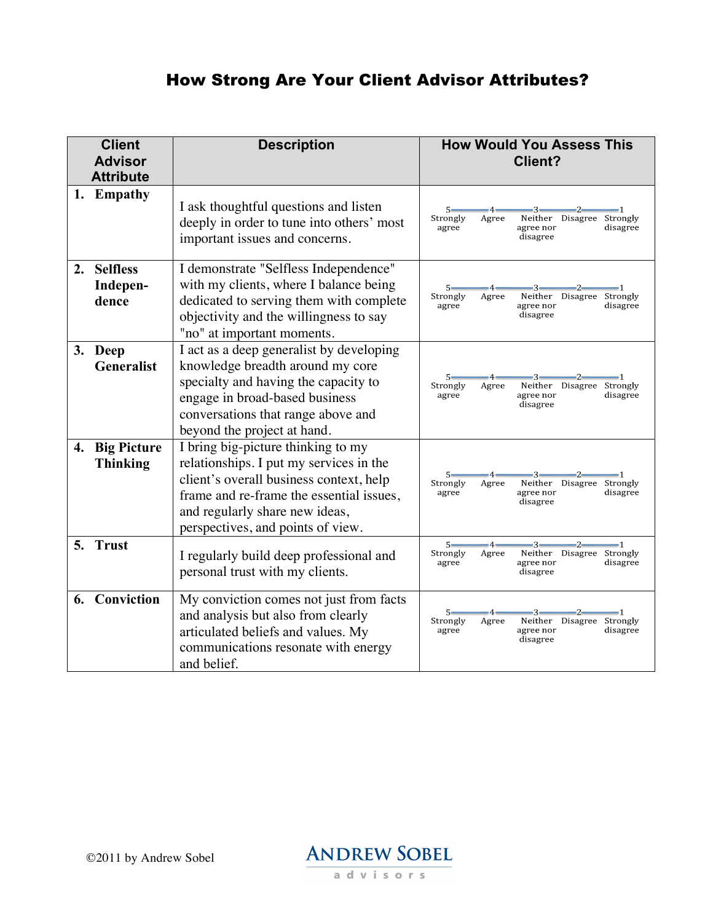# How Strong Are Your Client Advisor Attributes?

| Client Advisor Attribute | Description | How Would You Assess This Client? |
|---|---|---|
| **1. Empathy** | I ask thoughtful questions and listen deeply in order to tune into others' most important issues and concerns. | 5 Strongly agree — 4 Agree — 3 Neither agree nor disagree — 2 Disagree — 1 Strongly disagree |
| **2. Selfless Indepen-dence** | I demonstrate "Selfless Independence" with my clients, where I balance being dedicated to serving them with complete objectivity and the willingness to say "no" at important moments. | 5 Strongly agree — 4 Agree — 3 Neither agree nor disagree — 2 Disagree — 1 Strongly disagree |
| **3. Deep Generalist** | I act as a deep generalist by developing knowledge breadth around my core specialty and having the capacity to engage in broad-based business conversations that range above and beyond the project at hand. | 5 Strongly agree — 4 Agree — 3 Neither agree nor disagree — 2 Disagree — 1 Strongly disagree |
| **4. Big Picture Thinking** | I bring big-picture thinking to my relationships. I put my services in the client's overall business context, help frame and re-frame the essential issues, and regularly share new ideas, perspectives, and points of view. | 5 Strongly agree — 4 Agree — 3 Neither agree nor disagree — 2 Disagree — 1 Strongly disagree |
| **5. Trust** | I regularly build deep professional and personal trust with my clients. | 5 Strongly agree — 4 Agree — 3 Neither agree nor disagree — 2 Disagree — 1 Strongly disagree |
| **6. Conviction** | My conviction comes not just from facts and analysis but also from clearly articulated beliefs and values. My communications resonate with energy and belief. | 5 Strongly agree — 4 Agree — 3 Neither agree nor disagree — 2 Disagree — 1 Strongly disagree |

©2011 by Andrew Sobel

ANDREW SOBEL advisors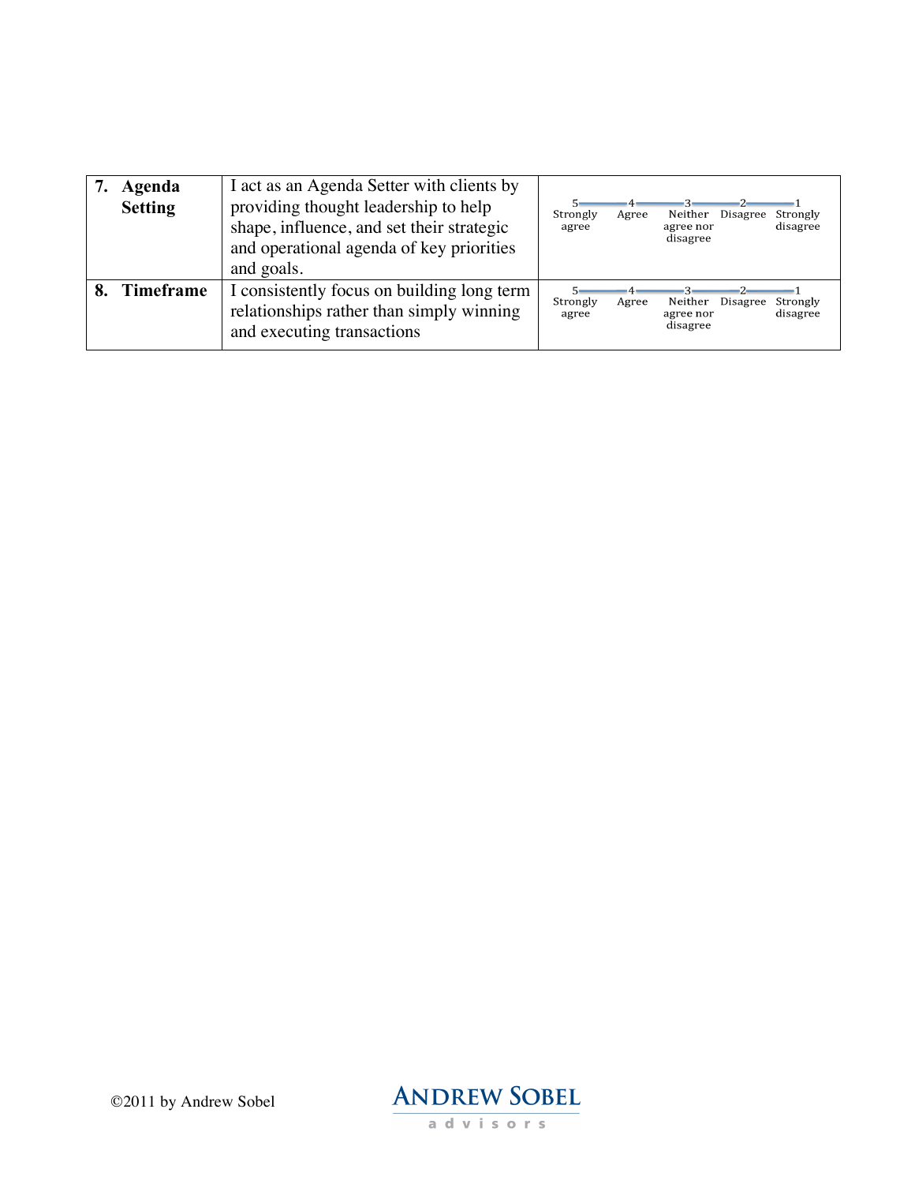| | | |
|---|---|---|
| **7. Agenda Setting** | I act as an Agenda Setter with clients by providing thought leadership to help shape, influence, and set their strategic and operational agenda of key priorities and goals. | 5 Strongly agree — 4 Agree — 3 Neither agree nor disagree — 2 Disagree — 1 Strongly disagree |
| **8. Timeframe** | I consistently focus on building long term relationships rather than simply winning and executing transactions | 5 Strongly agree — 4 Agree — 3 Neither agree nor disagree — 2 Disagree — 1 Strongly disagree |

©2011 by Andrew Sobel

ANDREW SOBEL advisors